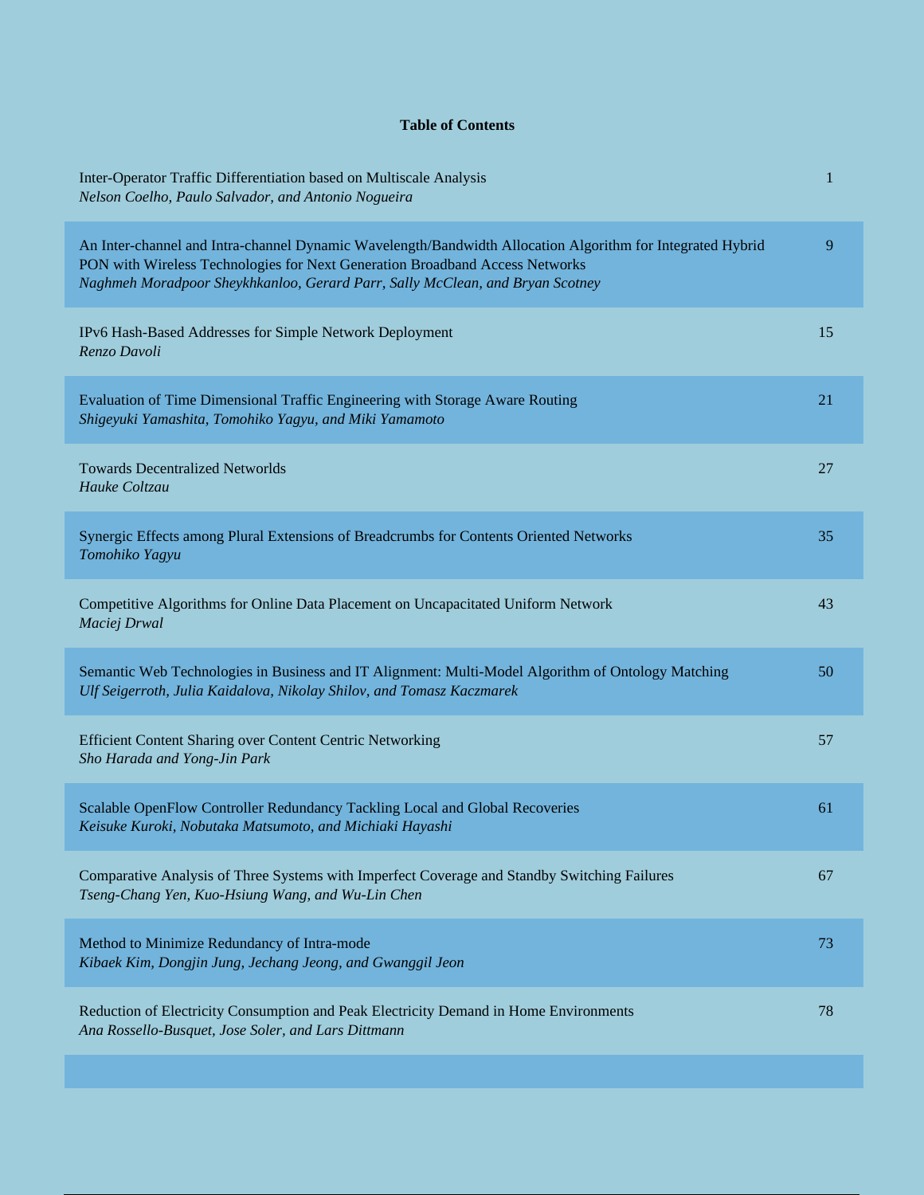## Table of Contents

| | |
|---|---|
| Inter-Operator Traffic Differentiation based on Multiscale Analysis<br>*Nelson Coelho, Paulo Salvador, and Antonio Nogueira* | 1 |
| An Inter-channel and Intra-channel Dynamic Wavelength/Bandwidth Allocation Algorithm for Integrated Hybrid PON with Wireless Technologies for Next Generation Broadband Access Networks<br>*Naghmeh Moradpoor Sheykhkanloo, Gerard Parr, Sally McClean, and Bryan Scotney* | 9 |
| IPv6 Hash-Based Addresses for Simple Network Deployment<br>*Renzo Davoli* | 15 |
| Evaluation of Time Dimensional Traffic Engineering with Storage Aware Routing<br>*Shigeyuki Yamashita, Tomohiko Yagyu, and Miki Yamamoto* | 21 |
| Towards Decentralized Networlds<br>*Hauke Coltzau* | 27 |
| Synergic Effects among Plural Extensions of Breadcrumbs for Contents Oriented Networks<br>*Tomohiko Yagyu* | 35 |
| Competitive Algorithms for Online Data Placement on Uncapacitated Uniform Network<br>*Maciej Drwal* | 43 |
| Semantic Web Technologies in Business and IT Alignment: Multi-Model Algorithm of Ontology Matching<br>*Ulf Seigerroth, Julia Kaidalova, Nikolay Shilov, and Tomasz Kaczmarek* | 50 |
| Efficient Content Sharing over Content Centric Networking<br>*Sho Harada and Yong-Jin Park* | 57 |
| Scalable OpenFlow Controller Redundancy Tackling Local and Global Recoveries<br>*Keisuke Kuroki, Nobutaka Matsumoto, and Michiaki Hayashi* | 61 |
| Comparative Analysis of Three Systems with Imperfect Coverage and Standby Switching Failures<br>*Tseng-Chang Yen, Kuo-Hsiung Wang, and Wu-Lin Chen* | 67 |
| Method to Minimize Redundancy of Intra-mode<br>*Kibaek Kim, Dongjin Jung, Jechang Jeong, and Gwanggil Jeon* | 73 |
| Reduction of Electricity Consumption and Peak Electricity Demand in Home Environments<br>*Ana Rossello-Busquet, Jose Soler, and Lars Dittmann* | 78 |